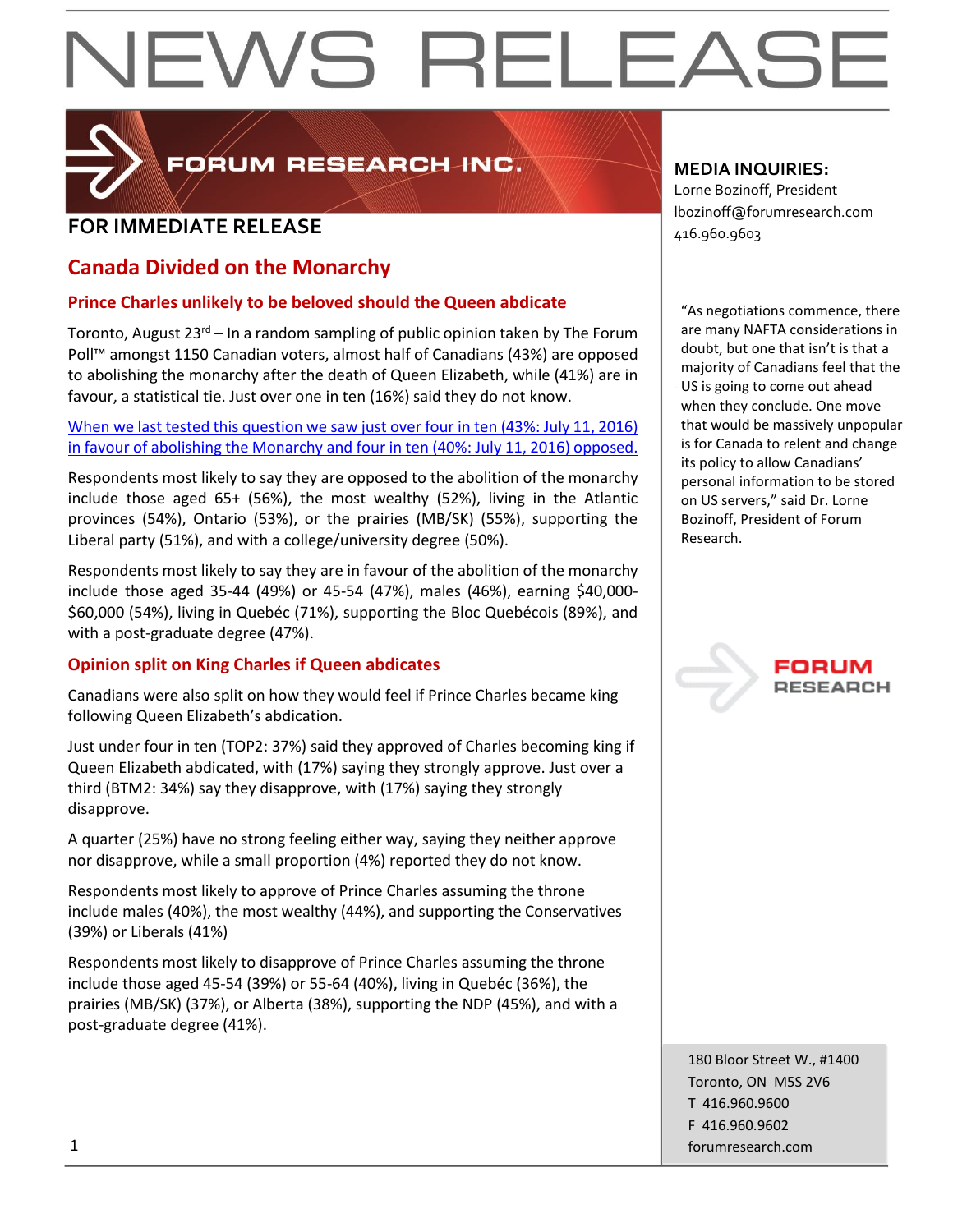# NEWS RELEASE

FORUM RESEARCH INC.

**FOR IMMEDIATE RELEASE**

**MEDIA INQUIRIES:**
Lorne Bozinoff, President
lbozinoff@forumresearch.com
416.960.9603

## Canada Divided on the Monarchy

### Prince Charles unlikely to be beloved should the Queen abdicate

Toronto, August 23rd – In a random sampling of public opinion taken by The Forum Poll™ amongst 1150 Canadian voters, almost half of Canadians (43%) are opposed to abolishing the monarchy after the death of Queen Elizabeth, while (41%) are in favour, a statistical tie. Just over one in ten (16%) said they do not know.

When we last tested this question we saw just over four in ten (43%: July 11, 2016) in favour of abolishing the Monarchy and four in ten (40%: July 11, 2016) opposed.

Respondents most likely to say they are opposed to the abolition of the monarchy include those aged 65+ (56%), the most wealthy (52%), living in the Atlantic provinces (54%), Ontario (53%), or the prairies (MB/SK) (55%), supporting the Liberal party (51%), and with a college/university degree (50%).

Respondents most likely to say they are in favour of the abolition of the monarchy include those aged 35-44 (49%) or 45-54 (47%), males (46%), earning $40,000-$60,000 (54%), living in Quebéc (71%), supporting the Bloc Quebécois (89%), and with a post-graduate degree (47%).

### Opinion split on King Charles if Queen abdicates

Canadians were also split on how they would feel if Prince Charles became king following Queen Elizabeth's abdication.

Just under four in ten (TOP2: 37%) said they approved of Charles becoming king if Queen Elizabeth abdicated, with (17%) saying they strongly approve. Just over a third (BTM2: 34%) say they disapprove, with (17%) saying they strongly disapprove.

A quarter (25%) have no strong feeling either way, saying they neither approve nor disapprove, while a small proportion (4%) reported they do not know.

Respondents most likely to approve of Prince Charles assuming the throne include males (40%), the most wealthy (44%), and supporting the Conservatives (39%) or Liberals (41%)

Respondents most likely to disapprove of Prince Charles assuming the throne include those aged 45-54 (39%) or 55-64 (40%), living in Quebéc (36%), the prairies (MB/SK) (37%), or Alberta (38%), supporting the NDP (45%), and with a post-graduate degree (41%).

"As negotiations commence, there are many NAFTA considerations in doubt, but one that isn't is that a majority of Canadians feel that the US is going to come out ahead when they conclude. One move that would be massively unpopular is for Canada to relent and change its policy to allow Canadians' personal information to be stored on US servers," said Dr. Lorne Bozinoff, President of Forum Research.

FORUM RESEARCH

180 Bloor Street W., #1400
Toronto, ON M5S 2V6
T 416.960.9600
F 416.960.9602
forumresearch.com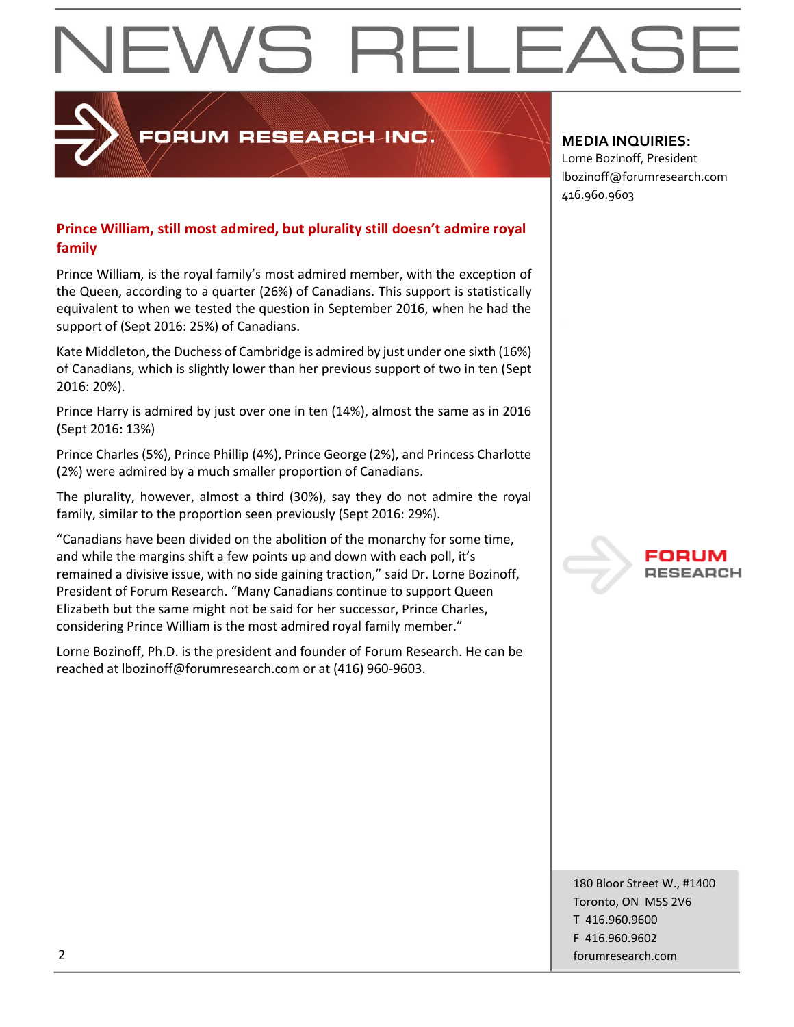## Prince William, still most admired, but plurality still doesn't admire royal family

Prince William, is the royal family's most admired member, with the exception of the Queen, according to a quarter (26%) of Canadians. This support is statistically equivalent to when we tested the question in September 2016, when he had the support of (Sept 2016: 25%) of Canadians.

Kate Middleton, the Duchess of Cambridge is admired by just under one sixth (16%) of Canadians, which is slightly lower than her previous support of two in ten (Sept 2016: 20%).

Prince Harry is admired by just over one in ten (14%), almost the same as in 2016 (Sept 2016: 13%)

Prince Charles (5%), Prince Phillip (4%), Prince George (2%), and Princess Charlotte (2%) were admired by a much smaller proportion of Canadians.

The plurality, however, almost a third (30%), say they do not admire the royal family, similar to the proportion seen previously (Sept 2016: 29%).

"Canadians have been divided on the abolition of the monarchy for some time, and while the margins shift a few points up and down with each poll, it's remained a divisive issue, with no side gaining traction," said Dr. Lorne Bozinoff, President of Forum Research. "Many Canadians continue to support Queen Elizabeth but the same might not be said for her successor, Prince Charles, considering Prince William is the most admired royal family member."

Lorne Bozinoff, Ph.D. is the president and founder of Forum Research. He can be reached at lbozinoff@forumresearch.com or at (416) 960-9603.

**MEDIA INQUIRIES:**
Lorne Bozinoff, President
lbozinoff@forumresearch.com
416.960.9603

180 Bloor Street W., #1400
Toronto, ON M5S 2V6
T 416.960.9600
F 416.960.9602
forumresearch.com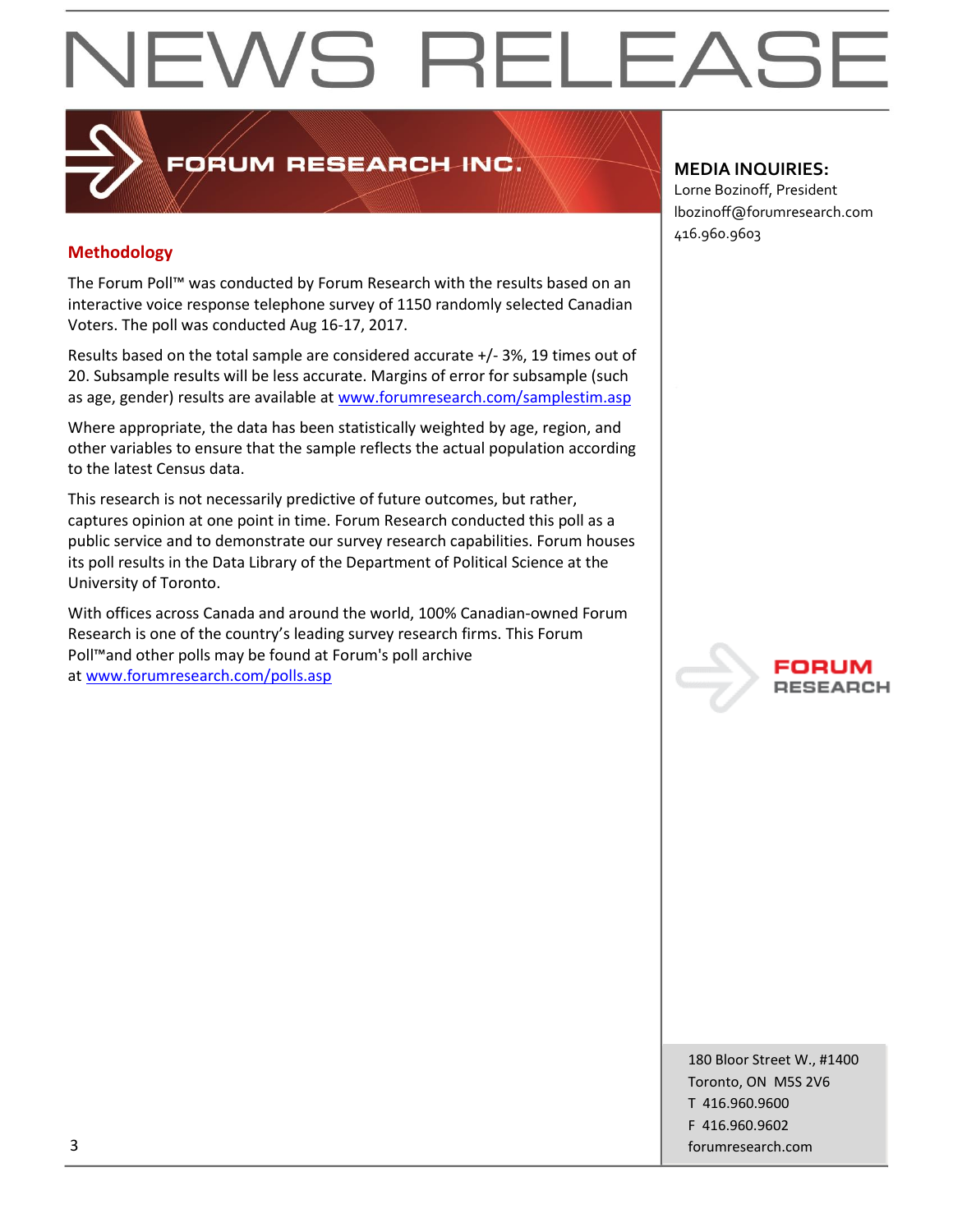# NEWS RELEASE

**FORUM RESEARCH INC.**

**MEDIA INQUIRIES:**
Lorne Bozinoff, President
lbozinoff@forumresearch.com
416.960.9603

## Methodology

The Forum Poll™ was conducted by Forum Research with the results based on an interactive voice response telephone survey of 1150 randomly selected Canadian Voters. The poll was conducted Aug 16-17, 2017.

Results based on the total sample are considered accurate +/- 3%, 19 times out of 20. Subsample results will be less accurate. Margins of error for subsample (such as age, gender) results are available at www.forumresearch.com/samplestim.asp

Where appropriate, the data has been statistically weighted by age, region, and other variables to ensure that the sample reflects the actual population according to the latest Census data.

This research is not necessarily predictive of future outcomes, but rather, captures opinion at one point in time. Forum Research conducted this poll as a public service and to demonstrate our survey research capabilities. Forum houses its poll results in the Data Library of the Department of Political Science at the University of Toronto.

With offices across Canada and around the world, 100% Canadian-owned Forum Research is one of the country's leading survey research firms. This Forum Poll™and other polls may be found at Forum's poll archive at www.forumresearch.com/polls.asp

180 Bloor Street W., #1400
Toronto, ON M5S 2V6
T 416.960.9600
F 416.960.9602
forumresearch.com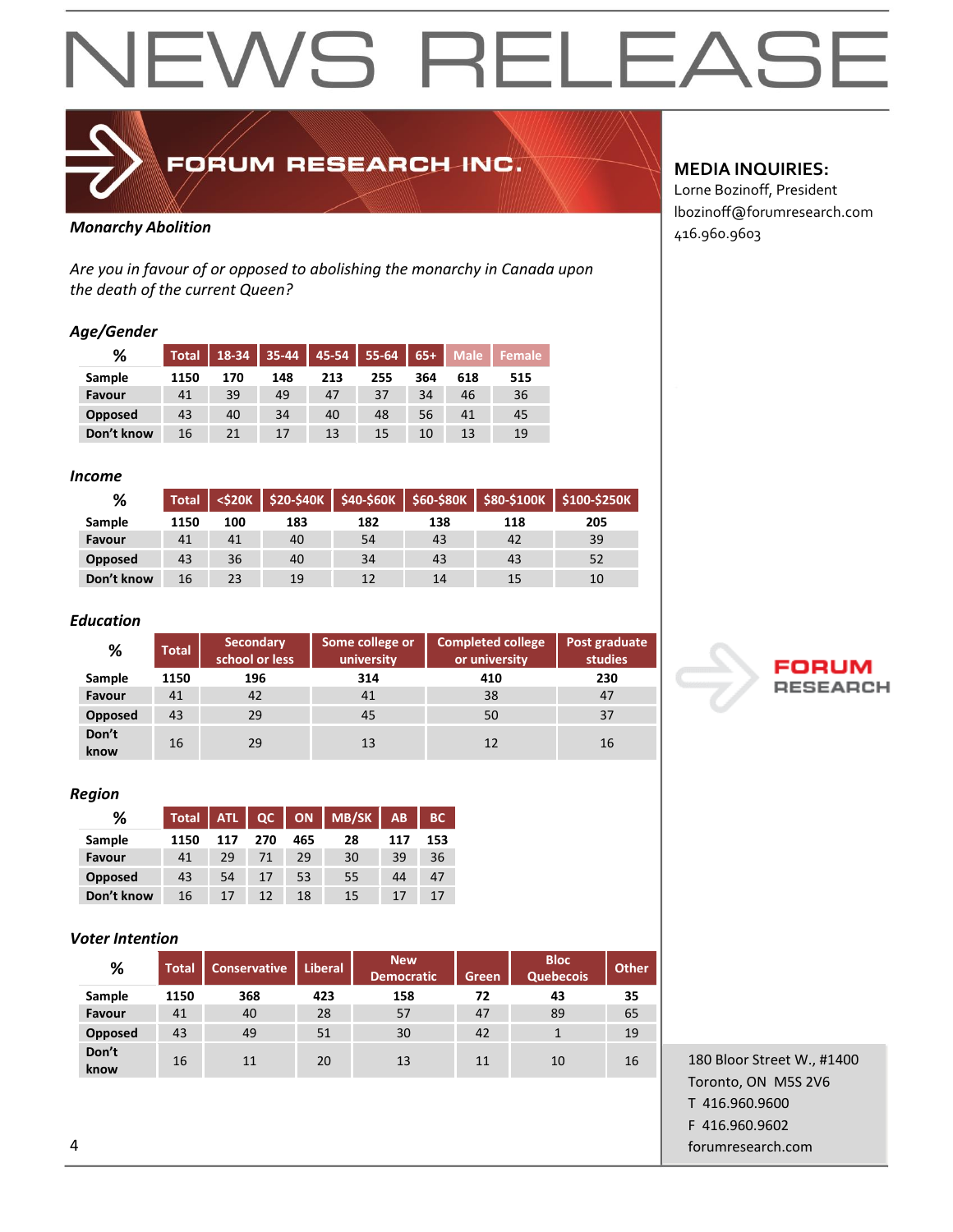# NEWS RELEASE

**FORUM RESEARCH INC.**

**MEDIA INQUIRIES:**
Lorne Bozinoff, President
lbozinoff@forumresearch.com
416.960.9603

***Monarchy Abolition***

*Are you in favour of or opposed to abolishing the monarchy in Canada upon the death of the current Queen?*

### *Age/Gender*

| % | Total | 18-34 | 35-44 | 45-54 | 55-64 | 65+ | Male | Female |
|---|---|---|---|---|---|---|---|---|
| Sample | 1150 | 170 | 148 | 213 | 255 | 364 | 618 | 515 |
| Favour | 41 | 39 | 49 | 47 | 37 | 34 | 46 | 36 |
| Opposed | 43 | 40 | 34 | 40 | 48 | 56 | 41 | 45 |
| Don't know | 16 | 21 | 17 | 13 | 15 | 10 | 13 | 19 |

### *Income*

| % | Total | <$20K | $20-$40K | $40-$60K | $60-$80K | $80-$100K | $100-$250K |
|---|---|---|---|---|---|---|---|
| Sample | 1150 | 100 | 183 | 182 | 138 | 118 | 205 |
| Favour | 41 | 41 | 40 | 54 | 43 | 42 | 39 |
| Opposed | 43 | 36 | 40 | 34 | 43 | 43 | 52 |
| Don't know | 16 | 23 | 19 | 12 | 14 | 15 | 10 |

### *Education*

| % | Total | Secondary school or less | Some college or university | Completed college or university | Post graduate studies |
|---|---|---|---|---|---|
| Sample | 1150 | 196 | 314 | 410 | 230 |
| Favour | 41 | 42 | 41 | 38 | 47 |
| Opposed | 43 | 29 | 45 | 50 | 37 |
| Don't know | 16 | 29 | 13 | 12 | 16 |

### *Region*

| % | Total | ATL | QC | ON | MB/SK | AB | BC |
|---|---|---|---|---|---|---|---|
| Sample | 1150 | 117 | 270 | 465 | 28 | 117 | 153 |
| Favour | 41 | 29 | 71 | 29 | 30 | 39 | 36 |
| Opposed | 43 | 54 | 17 | 53 | 55 | 44 | 47 |
| Don't know | 16 | 17 | 12 | 18 | 15 | 17 | 17 |

### *Voter Intention*

| % | Total | Conservative | Liberal | New Democratic | Green | Bloc Quebecois | Other |
|---|---|---|---|---|---|---|---|
| Sample | 1150 | 368 | 423 | 158 | 72 | 43 | 35 |
| Favour | 41 | 40 | 28 | 57 | 47 | 89 | 65 |
| Opposed | 43 | 49 | 51 | 30 | 42 | 1 | 19 |
| Don't know | 16 | 11 | 20 | 13 | 11 | 10 | 16 |

FORUM RESEARCH

180 Bloor Street W., #1400
Toronto, ON M5S 2V6
T 416.960.9600
F 416.960.9602
forumresearch.com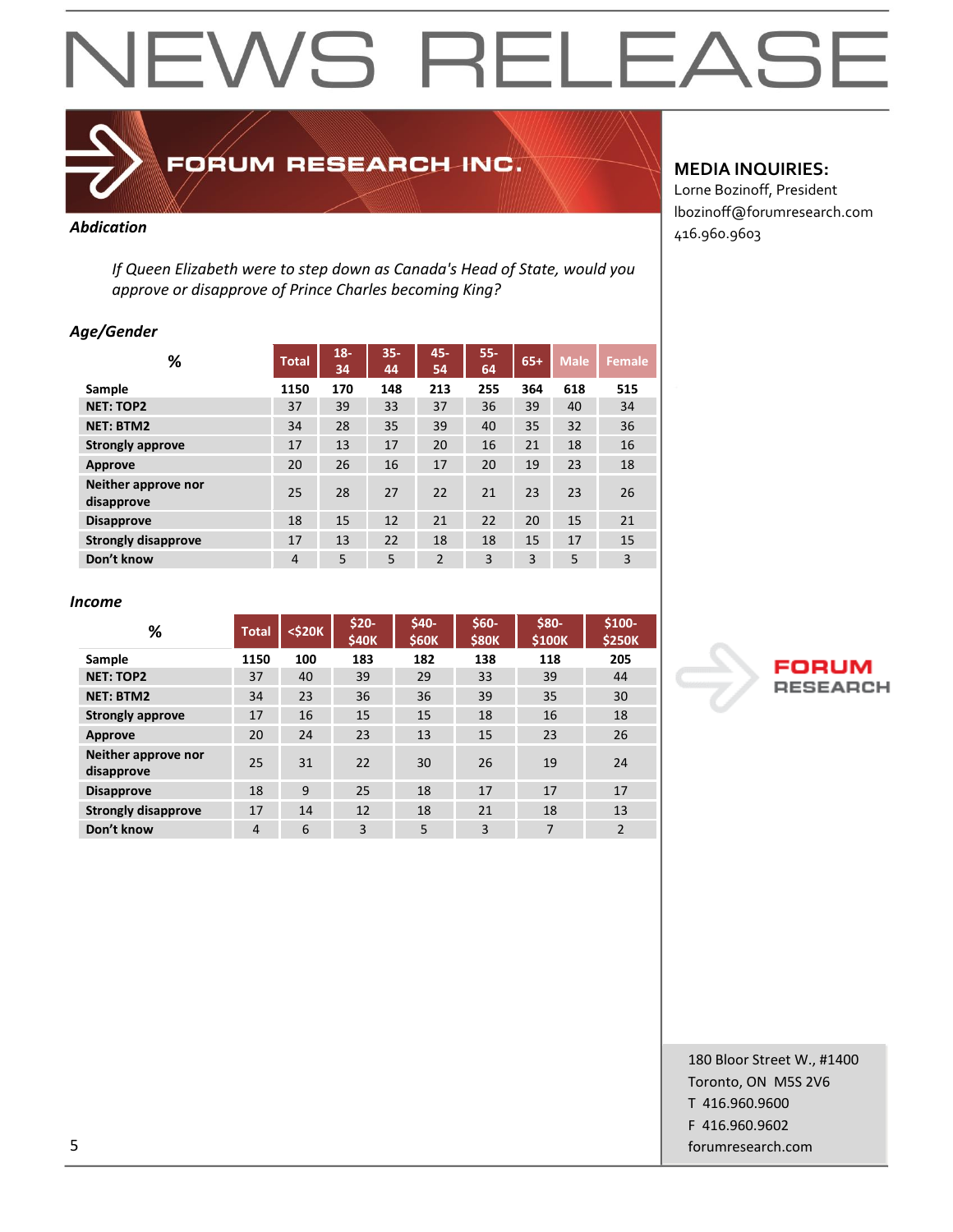# NEWS RELEASE

**FORUM RESEARCH INC.**

**MEDIA INQUIRIES:**
Lorne Bozinoff, President
lbozinoff@forumresearch.com
416.960.9603

***Abdication***

*If Queen Elizabeth were to step down as Canada's Head of State, would you approve or disapprove of Prince Charles becoming King?*

***Age/Gender***

| % | Total | 18-34 | 35-44 | 45-54 | 55-64 | 65+ | Male | Female |
|---|---|---|---|---|---|---|---|---|
| **Sample** | **1150** | **170** | **148** | **213** | **255** | **364** | **618** | **515** |
| **NET: TOP2** | 37 | 39 | 33 | 37 | 36 | 39 | 40 | 34 |
| **NET: BTM2** | 34 | 28 | 35 | 39 | 40 | 35 | 32 | 36 |
| **Strongly approve** | 17 | 13 | 17 | 20 | 16 | 21 | 18 | 16 |
| **Approve** | 20 | 26 | 16 | 17 | 20 | 19 | 23 | 18 |
| **Neither approve nor disapprove** | 25 | 28 | 27 | 22 | 21 | 23 | 23 | 26 |
| **Disapprove** | 18 | 15 | 12 | 21 | 22 | 20 | 15 | 21 |
| **Strongly disapprove** | 17 | 13 | 22 | 18 | 18 | 15 | 17 | 15 |
| **Don't know** | 4 | 5 | 5 | 2 | 3 | 3 | 5 | 3 |

***Income***

| % | Total | <$20K | $20-$40K | $40-$60K | $60-$80K | $80-$100K | $100-$250K |
|---|---|---|---|---|---|---|---|
| **Sample** | **1150** | **100** | **183** | **182** | **138** | **118** | **205** |
| **NET: TOP2** | 37 | 40 | 39 | 29 | 33 | 39 | 44 |
| **NET: BTM2** | 34 | 23 | 36 | 36 | 39 | 35 | 30 |
| **Strongly approve** | 17 | 16 | 15 | 15 | 18 | 16 | 18 |
| **Approve** | 20 | 24 | 23 | 13 | 15 | 23 | 26 |
| **Neither approve nor disapprove** | 25 | 31 | 22 | 30 | 26 | 19 | 24 |
| **Disapprove** | 18 | 9 | 25 | 18 | 17 | 17 | 17 |
| **Strongly disapprove** | 17 | 14 | 12 | 18 | 21 | 18 | 13 |
| **Don't know** | 4 | 6 | 3 | 5 | 3 | 7 | 2 |

FORUM RESEARCH

180 Bloor Street W., #1400
Toronto, ON M5S 2V6
T 416.960.9600
F 416.960.9602
forumresearch.com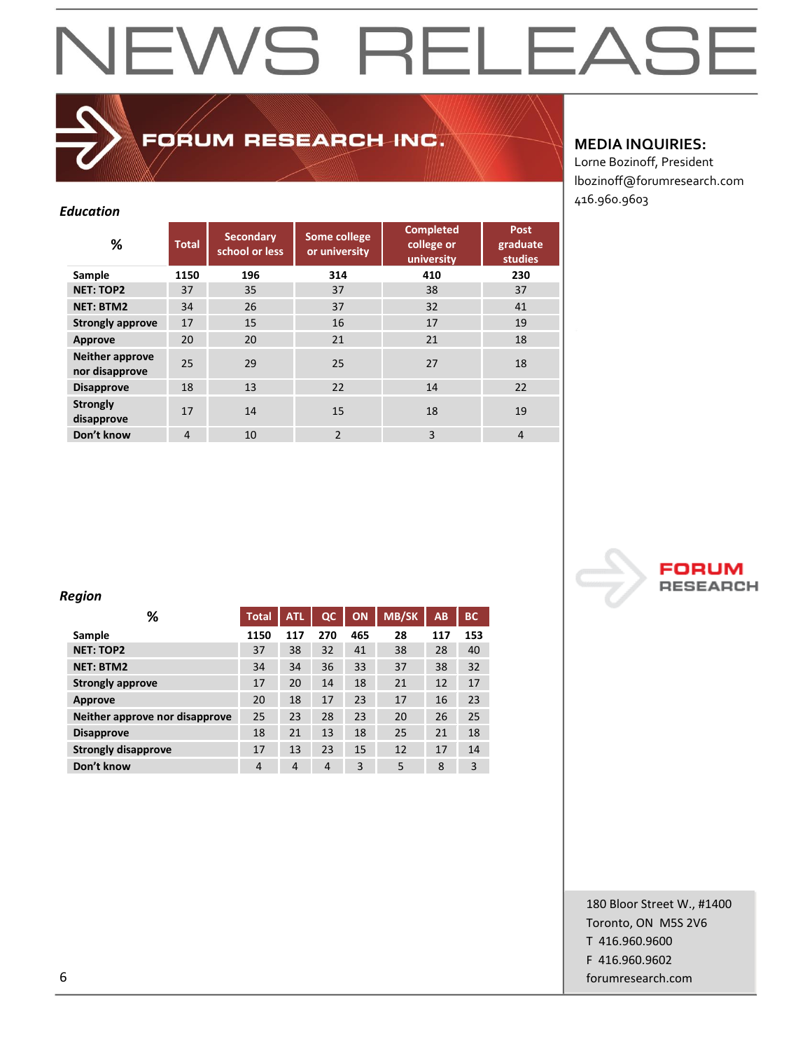# NEWS RELEASE

FORUM RESEARCH INC.

**MEDIA INQUIRIES:**
Lorne Bozinoff, President
lbozinoff@forumresearch.com
416.960.9603

***Education***

| % | Total | Secondary school or less | Some college or university | Completed college or university | Post graduate studies |
|---|---|---|---|---|---|
| **Sample** | **1150** | **196** | **314** | **410** | **230** |
| **NET: TOP2** | 37 | 35 | 37 | 38 | 37 |
| **NET: BTM2** | 34 | 26 | 37 | 32 | 41 |
| **Strongly approve** | 17 | 15 | 16 | 17 | 19 |
| **Approve** | 20 | 20 | 21 | 21 | 18 |
| **Neither approve nor disapprove** | 25 | 29 | 25 | 27 | 18 |
| **Disapprove** | 18 | 13 | 22 | 14 | 22 |
| **Strongly disapprove** | 17 | 14 | 15 | 18 | 19 |
| **Don't know** | 4 | 10 | 2 | 3 | 4 |

***Region***

| % | Total | ATL | QC | ON | MB/SK | AB | BC |
|---|---|---|---|---|---|---|---|
| **Sample** | **1150** | **117** | **270** | **465** | **28** | **117** | **153** |
| **NET: TOP2** | 37 | 38 | 32 | 41 | 38 | 28 | 40 |
| **NET: BTM2** | 34 | 34 | 36 | 33 | 37 | 38 | 32 |
| **Strongly approve** | 17 | 20 | 14 | 18 | 21 | 12 | 17 |
| **Approve** | 20 | 18 | 17 | 23 | 17 | 16 | 23 |
| **Neither approve nor disapprove** | 25 | 23 | 28 | 23 | 20 | 26 | 25 |
| **Disapprove** | 18 | 21 | 13 | 18 | 25 | 21 | 18 |
| **Strongly disapprove** | 17 | 13 | 23 | 15 | 12 | 17 | 14 |
| **Don't know** | 4 | 4 | 4 | 3 | 5 | 8 | 3 |

FORUM RESEARCH

180 Bloor Street W., #1400
Toronto, ON M5S 2V6
T 416.960.9600
F 416.960.9602
forumresearch.com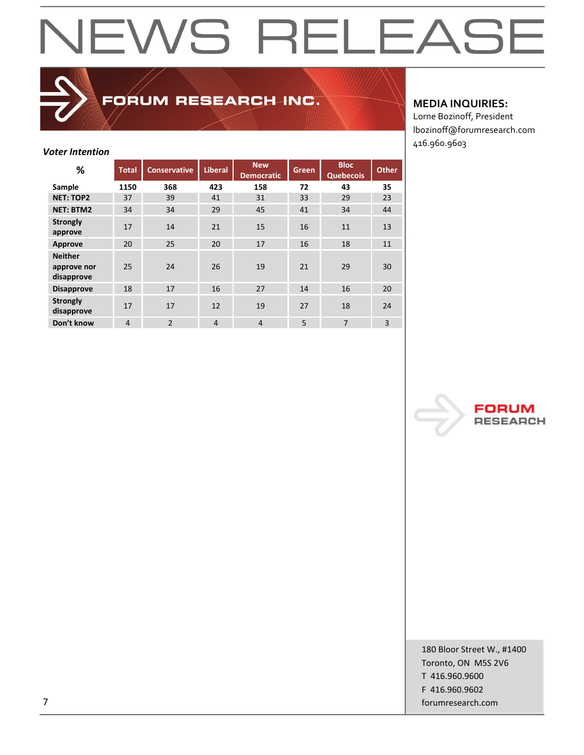# NEWS RELEASE

**FORUM RESEARCH INC.**

**MEDIA INQUIRIES:**
Lorne Bozinoff, President
lbozinoff@forumresearch.com
416.960.9603

***Voter Intention***

| % | Total | Conservative | Liberal | New Democratic | Green | Bloc Quebecois | Other |
|---|---|---|---|---|---|---|---|
| **Sample** | **1150** | **368** | **423** | **158** | **72** | **43** | **35** |
| **NET: TOP2** | 37 | 39 | 41 | 31 | 33 | 29 | 23 |
| **NET: BTM2** | 34 | 34 | 29 | 45 | 41 | 34 | 44 |
| **Strongly approve** | 17 | 14 | 21 | 15 | 16 | 11 | 13 |
| **Approve** | 20 | 25 | 20 | 17 | 16 | 18 | 11 |
| **Neither approve nor disapprove** | 25 | 24 | 26 | 19 | 21 | 29 | 30 |
| **Disapprove** | 18 | 17 | 16 | 27 | 14 | 16 | 20 |
| **Strongly disapprove** | 17 | 17 | 12 | 19 | 27 | 18 | 24 |
| **Don't know** | 4 | 2 | 4 | 4 | 5 | 7 | 3 |

180 Bloor Street W., #1400
Toronto, ON M5S 2V6
T 416.960.9600
F 416.960.9602
forumresearch.com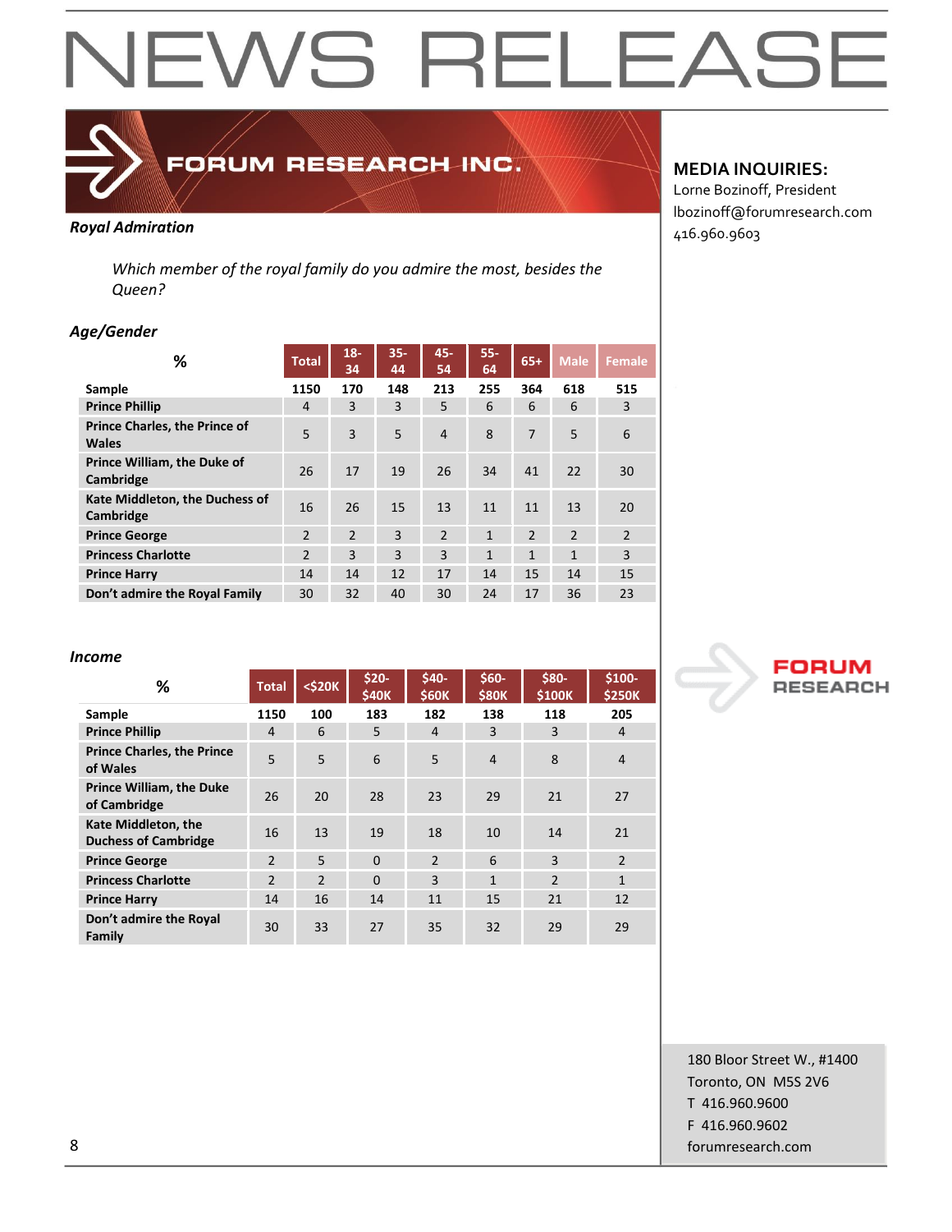# NEWS RELEASE

**FORUM RESEARCH INC.**

**MEDIA INQUIRIES:**
Lorne Bozinoff, President
lbozinoff@forumresearch.com
416.960.9603

***Royal Admiration***

*Which member of the royal family do you admire the most, besides the Queen?*

***Age/Gender***

| % | Total | 18-34 | 35-44 | 45-54 | 55-64 | 65+ | Male | Female |
|---|---|---|---|---|---|---|---|---|
| **Sample** | **1150** | **170** | **148** | **213** | **255** | **364** | **618** | **515** |
| **Prince Phillip** | 4 | 3 | 3 | 5 | 6 | 6 | 6 | 3 |
| **Prince Charles, the Prince of Wales** | 5 | 3 | 5 | 4 | 8 | 7 | 5 | 6 |
| **Prince William, the Duke of Cambridge** | 26 | 17 | 19 | 26 | 34 | 41 | 22 | 30 |
| **Kate Middleton, the Duchess of Cambridge** | 16 | 26 | 15 | 13 | 11 | 11 | 13 | 20 |
| **Prince George** | 2 | 2 | 3 | 2 | 1 | 2 | 2 | 2 |
| **Princess Charlotte** | 2 | 3 | 3 | 3 | 1 | 1 | 1 | 3 |
| **Prince Harry** | 14 | 14 | 12 | 17 | 14 | 15 | 14 | 15 |
| **Don't admire the Royal Family** | 30 | 32 | 40 | 30 | 24 | 17 | 36 | 23 |

***Income***

| % | Total | <$20K | $20-$40K | $40-$60K | $60-$80K | $80-$100K | $100-$250K |
|---|---|---|---|---|---|---|---|
| **Sample** | **1150** | **100** | **183** | **182** | **138** | **118** | **205** |
| **Prince Phillip** | 4 | 6 | 5 | 4 | 3 | 3 | 4 |
| **Prince Charles, the Prince of Wales** | 5 | 5 | 6 | 5 | 4 | 8 | 4 |
| **Prince William, the Duke of Cambridge** | 26 | 20 | 28 | 23 | 29 | 21 | 27 |
| **Kate Middleton, the Duchess of Cambridge** | 16 | 13 | 19 | 18 | 10 | 14 | 21 |
| **Prince George** | 2 | 5 | 0 | 2 | 6 | 3 | 2 |
| **Princess Charlotte** | 2 | 2 | 0 | 3 | 1 | 2 | 1 |
| **Prince Harry** | 14 | 16 | 14 | 11 | 15 | 21 | 12 |
| **Don't admire the Royal Family** | 30 | 33 | 27 | 35 | 32 | 29 | 29 |

FORUM RESEARCH

180 Bloor Street W., #1400
Toronto, ON M5S 2V6
T 416.960.9600
F 416.960.9602
forumresearch.com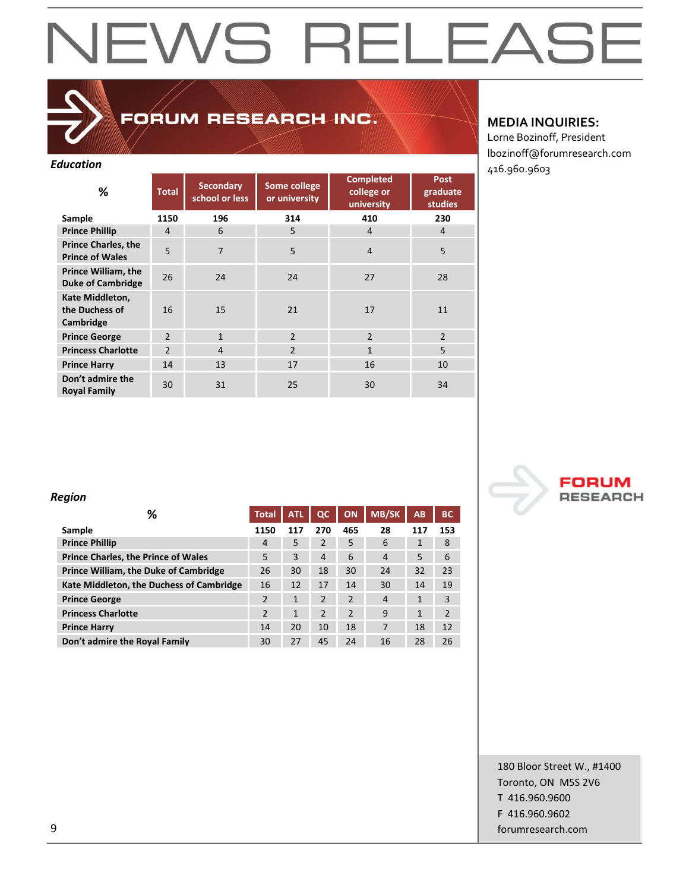# NEWS RELEASE

**FORUM RESEARCH INC.**

**MEDIA INQUIRIES:**
Lorne Bozinoff, President
lbozinoff@forumresearch.com
416.960.9603

***Education***

| % | Total | Secondary school or less | Some college or university | Completed college or university | Post graduate studies |
|---|---|---|---|---|---|
| **Sample** | **1150** | **196** | **314** | **410** | **230** |
| **Prince Phillip** | 4 | 6 | 5 | 4 | 4 |
| **Prince Charles, the Prince of Wales** | 5 | 7 | 5 | 4 | 5 |
| **Prince William, the Duke of Cambridge** | 26 | 24 | 24 | 27 | 28 |
| **Kate Middleton, the Duchess of Cambridge** | 16 | 15 | 21 | 17 | 11 |
| **Prince George** | 2 | 1 | 2 | 2 | 2 |
| **Princess Charlotte** | 2 | 4 | 2 | 1 | 5 |
| **Prince Harry** | 14 | 13 | 17 | 16 | 10 |
| **Don't admire the Royal Family** | 30 | 31 | 25 | 30 | 34 |

***Region***

| % | Total | ATL | QC | ON | MB/SK | AB | BC |
|---|---|---|---|---|---|---|---|
| **Sample** | **1150** | **117** | **270** | **465** | **28** | **117** | **153** |
| **Prince Phillip** | 4 | 5 | 2 | 5 | 6 | 1 | 8 |
| **Prince Charles, the Prince of Wales** | 5 | 3 | 4 | 6 | 4 | 5 | 6 |
| **Prince William, the Duke of Cambridge** | 26 | 30 | 18 | 30 | 24 | 32 | 23 |
| **Kate Middleton, the Duchess of Cambridge** | 16 | 12 | 17 | 14 | 30 | 14 | 19 |
| **Prince George** | 2 | 1 | 2 | 2 | 4 | 1 | 3 |
| **Princess Charlotte** | 2 | 1 | 2 | 2 | 9 | 1 | 2 |
| **Prince Harry** | 14 | 20 | 10 | 18 | 7 | 18 | 12 |
| **Don't admire the Royal Family** | 30 | 27 | 45 | 24 | 16 | 28 | 26 |

FORUM RESEARCH

180 Bloor Street W., #1400
Toronto, ON  M5S 2V6
T  416.960.9600
F  416.960.9602
forumresearch.com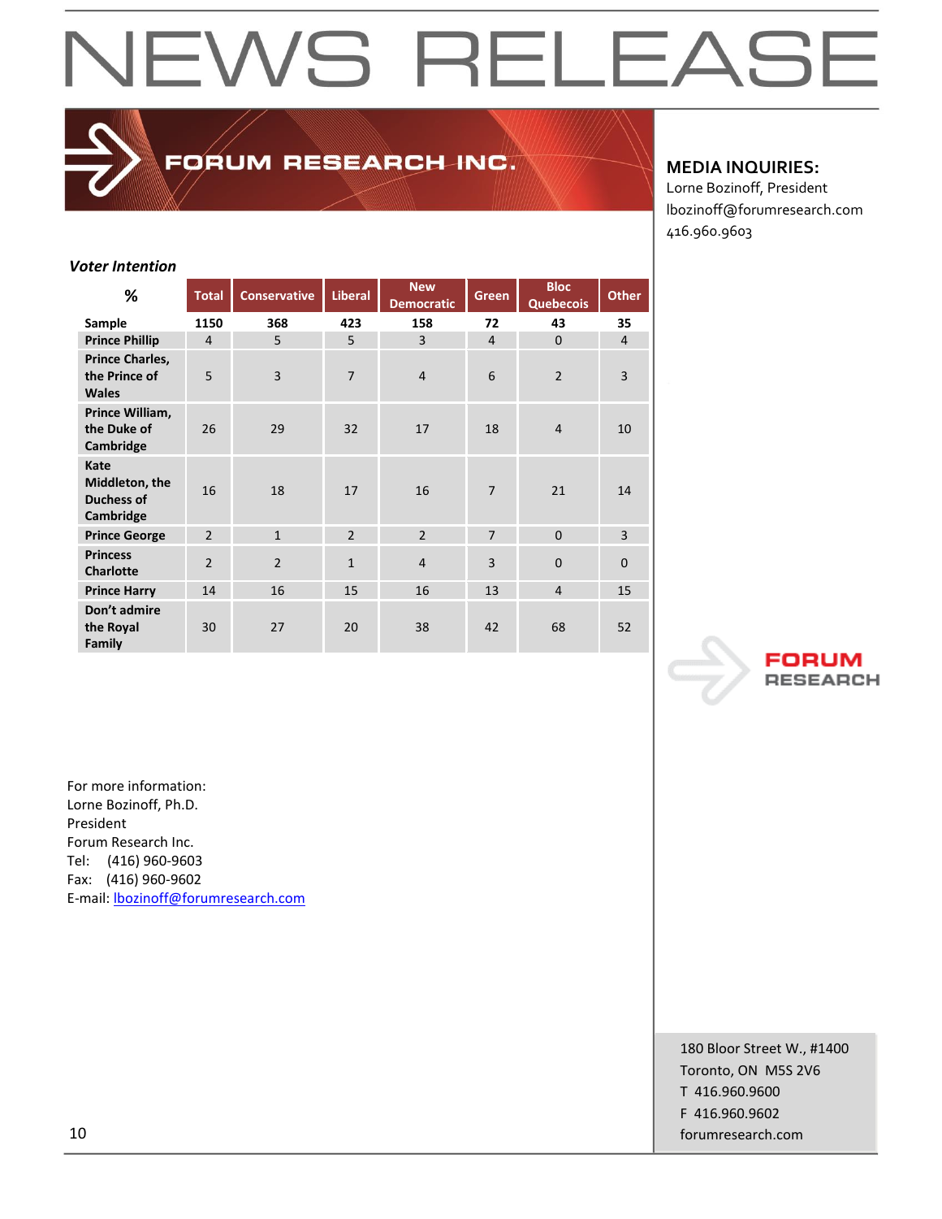# NEWS RELEASE

FORUM RESEARCH INC.

**MEDIA INQUIRIES:**
Lorne Bozinoff, President
lbozinoff@forumresearch.com
416.960.9603

***Voter Intention***

| % | Total | Conservative | Liberal | New Democratic | Green | Bloc Quebecois | Other |
|---|---|---|---|---|---|---|---|
| **Sample** | **1150** | **368** | **423** | **158** | **72** | **43** | **35** |
| **Prince Phillip** | 4 | 5 | 5 | 3 | 4 | 0 | 4 |
| **Prince Charles, the Prince of Wales** | 5 | 3 | 7 | 4 | 6 | 2 | 3 |
| **Prince William, the Duke of Cambridge** | 26 | 29 | 32 | 17 | 18 | 4 | 10 |
| **Kate Middleton, the Duchess of Cambridge** | 16 | 18 | 17 | 16 | 7 | 21 | 14 |
| **Prince George** | 2 | 1 | 2 | 2 | 7 | 0 | 3 |
| **Princess Charlotte** | 2 | 2 | 1 | 4 | 3 | 0 | 0 |
| **Prince Harry** | 14 | 16 | 15 | 16 | 13 | 4 | 15 |
| **Don't admire the Royal Family** | 30 | 27 | 20 | 38 | 42 | 68 | 52 |

FORUM RESEARCH

For more information:
Lorne Bozinoff, Ph.D.
President
Forum Research Inc.
Tel: (416) 960-9603
Fax: (416) 960-9602
E-mail: lbozinoff@forumresearch.com

180 Bloor Street W., #1400
Toronto, ON M5S 2V6
T 416.960.9600
F 416.960.9602
forumresearch.com